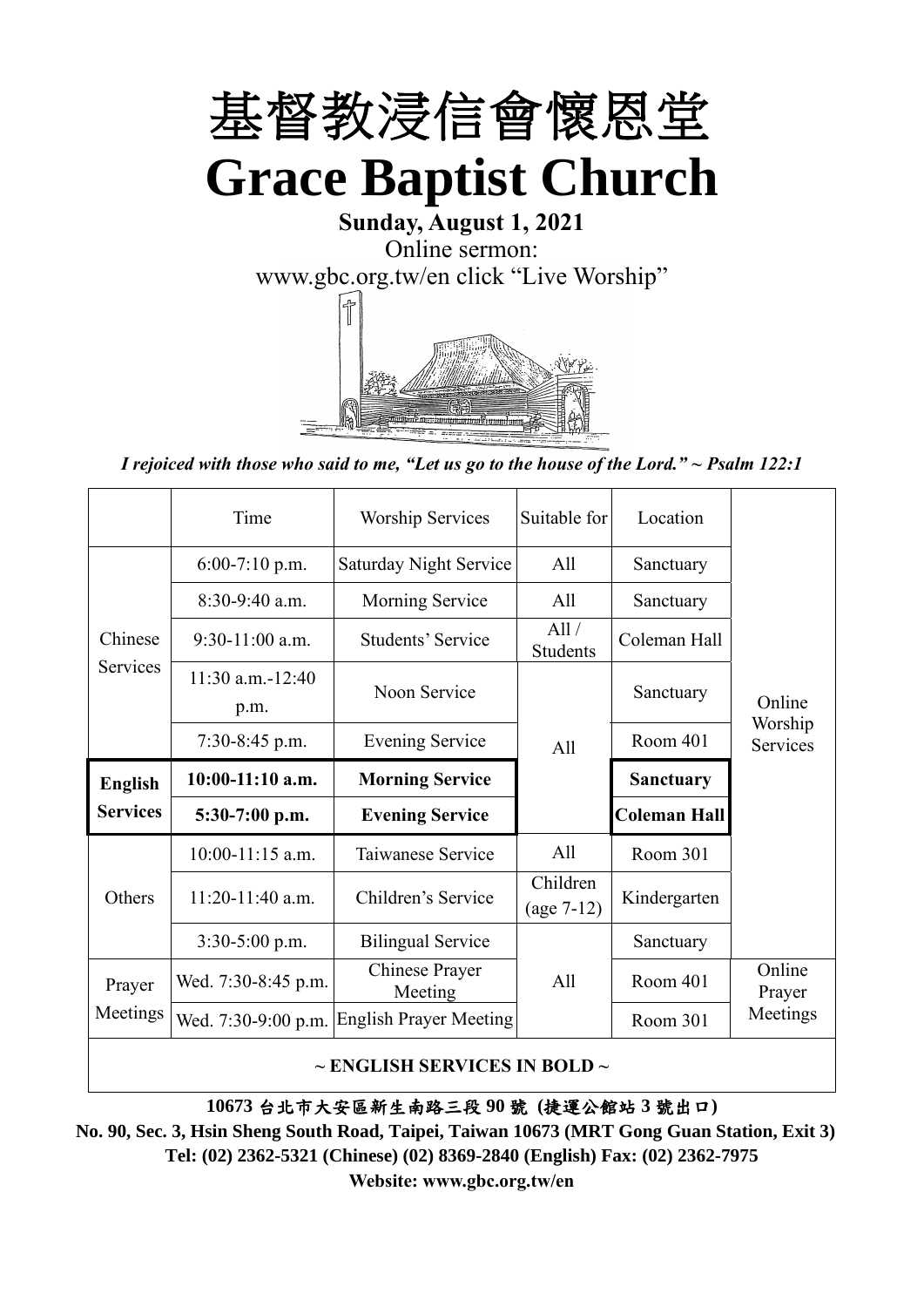# 基督教浸信會懷恩堂

# Grace Baptist Church

**Sunday, August 1, 2021**

Online sermon:

www.gbc.org.tw/en click "Live Worship"

*I rejoiced with those who said to me, "Let us go to the house of the Lord." ~ Psalm 122:1*

| | Time | Worship Services | Suitable for | Location | |
|---|---|---|---|---|---|
| Chinese Services | 6:00-7:10 p.m. | Saturday Night Service | All | Sanctuary | Online Worship Services |
| | 8:30-9:40 a.m. | Morning Service | All | Sanctuary | |
| | 9:30-11:00 a.m. | Students' Service | All / Students | Coleman Hall | |
| | 11:30 a.m.-12:40 p.m. | Noon Service | All | Sanctuary | |
| | 7:30-8:45 p.m. | Evening Service | | Room 401 | |
| **English Services** | **10:00-11:10 a.m.** | **Morning Service** | | **Sanctuary** | |
| | **5:30-7:00 p.m.** | **Evening Service** | | **Coleman Hall** | |
| Others | 10:00-11:15 a.m. | Taiwanese Service | All | Room 301 | |
| | 11:20-11:40 a.m. | Children's Service | Children (age 7-12) | Kindergarten | |
| | 3:30-5:00 p.m. | Bilingual Service | All | Sanctuary | |
| Prayer Meetings | Wed. 7:30-8:45 p.m. | Chinese Prayer Meeting | | Room 401 | Online Prayer Meetings |
| | Wed. 7:30-9:00 p.m. | English Prayer Meeting | | Room 301 | |

~ ENGLISH SERVICES IN BOLD ~

**10673 台北市大安區新生南路三段 90 號 (捷運公館站 3 號出口)**

**No. 90, Sec. 3, Hsin Sheng South Road, Taipei, Taiwan 10673 (MRT Gong Guan Station, Exit 3)**

**Tel: (02) 2362-5321 (Chinese) (02) 8369-2840 (English) Fax: (02) 2362-7975**

**Website: www.gbc.org.tw/en**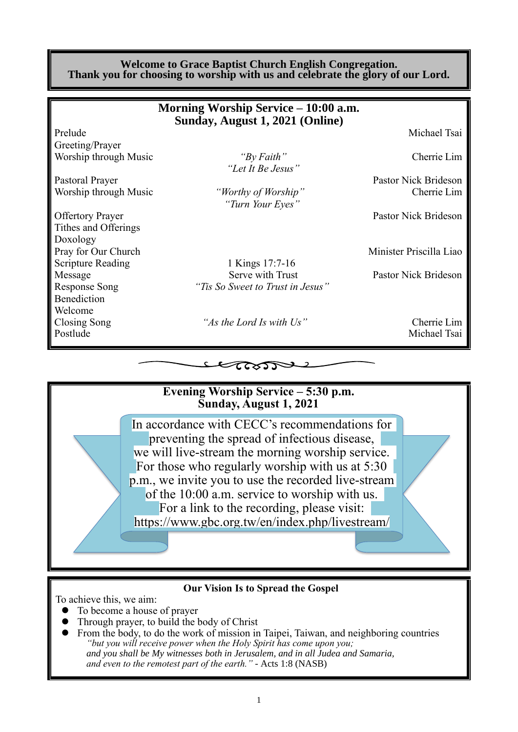**Welcome to Grace Baptist Church English Congregation.**
**Thank you for choosing to worship with us and celebrate the glory of our Lord.**

## Morning Worship Service – 10:00 a.m.
## Sunday, August 1, 2021 (Online)

| | | |
|---|---|---|
| Prelude | | Michael Tsai |
| Greeting/Prayer | | |
| Worship through Music | *"By Faith"* *"Let It Be Jesus"* | Cherrie Lim |
| Pastoral Prayer | | Pastor Nick Brideson |
| Worship through Music | *"Worthy of Worship"* *"Turn Your Eyes"* | Cherrie Lim |
| Offertory Prayer | | Pastor Nick Brideson |
| Tithes and Offerings | | |
| Doxology | | |
| Pray for Our Church | | Minister Priscilla Liao |
| Scripture Reading | 1 Kings 17:7-16 | |
| Message | Serve with Trust | Pastor Nick Brideson |
| Response Song | *"Tis So Sweet to Trust in Jesus"* | |
| Benediction | | |
| Welcome | | |
| Closing Song | *"As the Lord Is with Us"* | Cherrie Lim |
| Postlude | | Michael Tsai |

## Evening Worship Service – 5:30 p.m.
## Sunday, August 1, 2021

In accordance with CECC's recommendations for preventing the spread of infectious disease, we will live-stream the morning worship service. For those who regularly worship with us at 5:30 p.m., we invite you to use the recorded live-stream of the 10:00 a.m. service to worship with us. For a link to the recording, please visit: https://www.gbc.org.tw/en/index.php/livestream/

### Our Vision Is to Spread the Gospel

To achieve this, we aim:

- To become a house of prayer
- Through prayer, to build the body of Christ
- From the body, to do the work of mission in Taipei, Taiwan, and neighboring countries

*"but you will receive power when the Holy Spirit has come upon you;*
*and you shall be My witnesses both in Jerusalem, and in all Judea and Samaria,*
*and even to the remotest part of the earth."* - Acts 1:8 (NASB)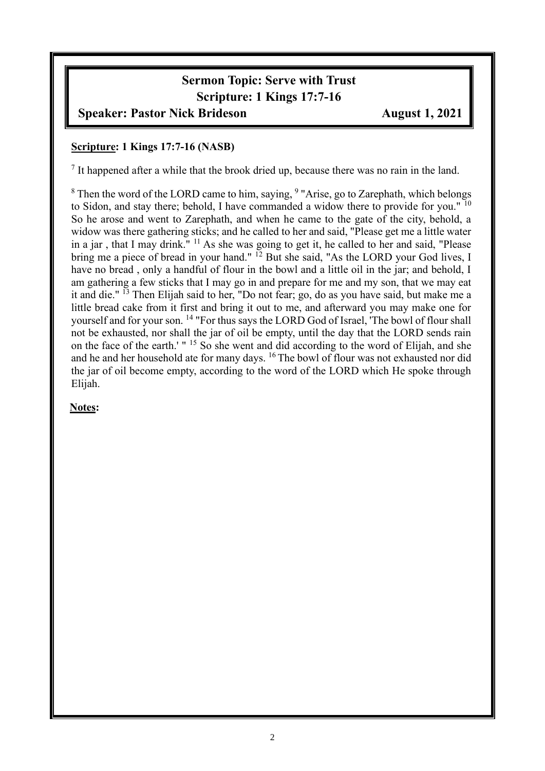# Sermon Topic: Serve with Trust

## Scripture: 1 Kings 17:7-16

**Speaker: Pastor Nick Brideson** **August 1, 2021**

**Scripture: 1 Kings 17:7-16 (NASB)**

[7] It happened after a while that the brook dried up, because there was no rain in the land.

[8] Then the word of the LORD came to him, saying, [9] "Arise, go to Zarephath, which belongs to Sidon, and stay there; behold, I have commanded a widow there to provide for you." [10] So he arose and went to Zarephath, and when he came to the gate of the city, behold, a widow was there gathering sticks; and he called to her and said, "Please get me a little water in a jar , that I may drink." [11] As she was going to get it, he called to her and said, "Please bring me a piece of bread in your hand." [12] But she said, "As the LORD your God lives, I have no bread , only a handful of flour in the bowl and a little oil in the jar; and behold, I am gathering a few sticks that I may go in and prepare for me and my son, that we may eat it and die." [13] Then Elijah said to her, "Do not fear; go, do as you have said, but make me a little bread cake from it first and bring it out to me, and afterward you may make one for yourself and for your son. [14] "For thus says the LORD God of Israel, 'The bowl of flour shall not be exhausted, nor shall the jar of oil be empty, until the day that the LORD sends rain on the face of the earth.' " [15] So she went and did according to the word of Elijah, and she and he and her household ate for many days. [16] The bowl of flour was not exhausted nor did the jar of oil become empty, according to the word of the LORD which He spoke through Elijah.

**Notes:**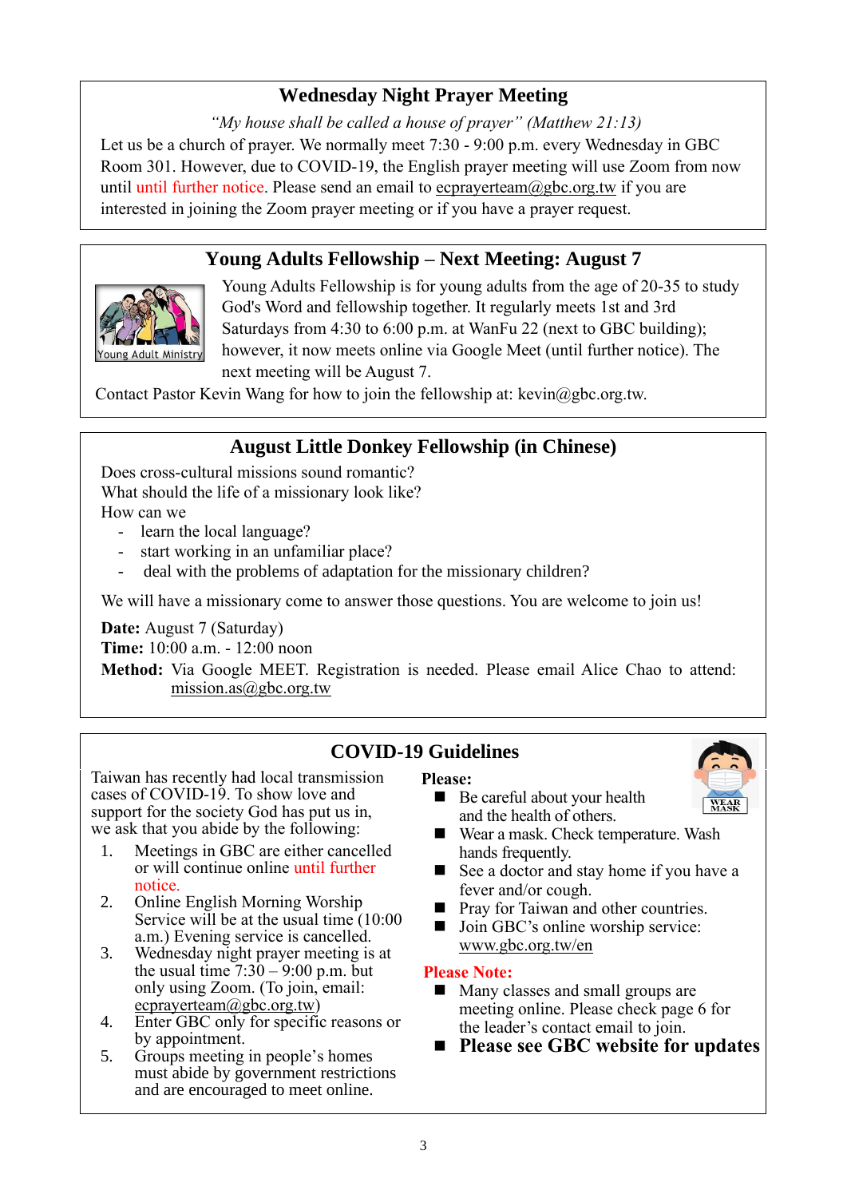## Wednesday Night Prayer Meeting

*"My house shall be called a house of prayer" (Matthew 21:13)*

Let us be a church of prayer. We normally meet 7:30 - 9:00 p.m. every Wednesday in GBC Room 301. However, due to COVID-19, the English prayer meeting will use Zoom from now until until further notice. Please send an email to ecprayerteam@gbc.org.tw if you are interested in joining the Zoom prayer meeting or if you have a prayer request.

## Young Adults Fellowship – Next Meeting: August 7

Young Adult Ministry

Young Adults Fellowship is for young adults from the age of 20-35 to study God's Word and fellowship together. It regularly meets 1st and 3rd Saturdays from 4:30 to 6:00 p.m. at WanFu 22 (next to GBC building); however, it now meets online via Google Meet (until further notice). The next meeting will be August 7.

Contact Pastor Kevin Wang for how to join the fellowship at: kevin@gbc.org.tw.

## August Little Donkey Fellowship (in Chinese)

Does cross-cultural missions sound romantic?
What should the life of a missionary look like?
How can we

- learn the local language?
- start working in an unfamiliar place?
- deal with the problems of adaptation for the missionary children?

We will have a missionary come to answer those questions. You are welcome to join us!

**Date:** August 7 (Saturday)
**Time:** 10:00 a.m. - 12:00 noon
**Method:** Via Google MEET. Registration is needed. Please email Alice Chao to attend: mission.as@gbc.org.tw

## COVID-19 Guidelines

Taiwan has recently had local transmission cases of COVID-19. To show love and support for the society God has put us in, we ask that you abide by the following:

1. Meetings in GBC are either cancelled or will continue online until further notice.
2. Online English Morning Worship Service will be at the usual time (10:00 a.m.) Evening service is cancelled.
3. Wednesday night prayer meeting is at the usual time 7:30 – 9:00 p.m. but only using Zoom. (To join, email: ecprayerteam@gbc.org.tw)
4. Enter GBC only for specific reasons or by appointment.
5. Groups meeting in people's homes must abide by government restrictions and are encouraged to meet online.

WEAR MASK

**Please:**

- Be careful about your health and the health of others.
- Wear a mask. Check temperature. Wash hands frequently.
- See a doctor and stay home if you have a fever and/or cough.
- Pray for Taiwan and other countries.
- Join GBC's online worship service: www.gbc.org.tw/en

**Please Note:**

- Many classes and small groups are meeting online. Please check page 6 for the leader's contact email to join.
- **Please see GBC website for updates**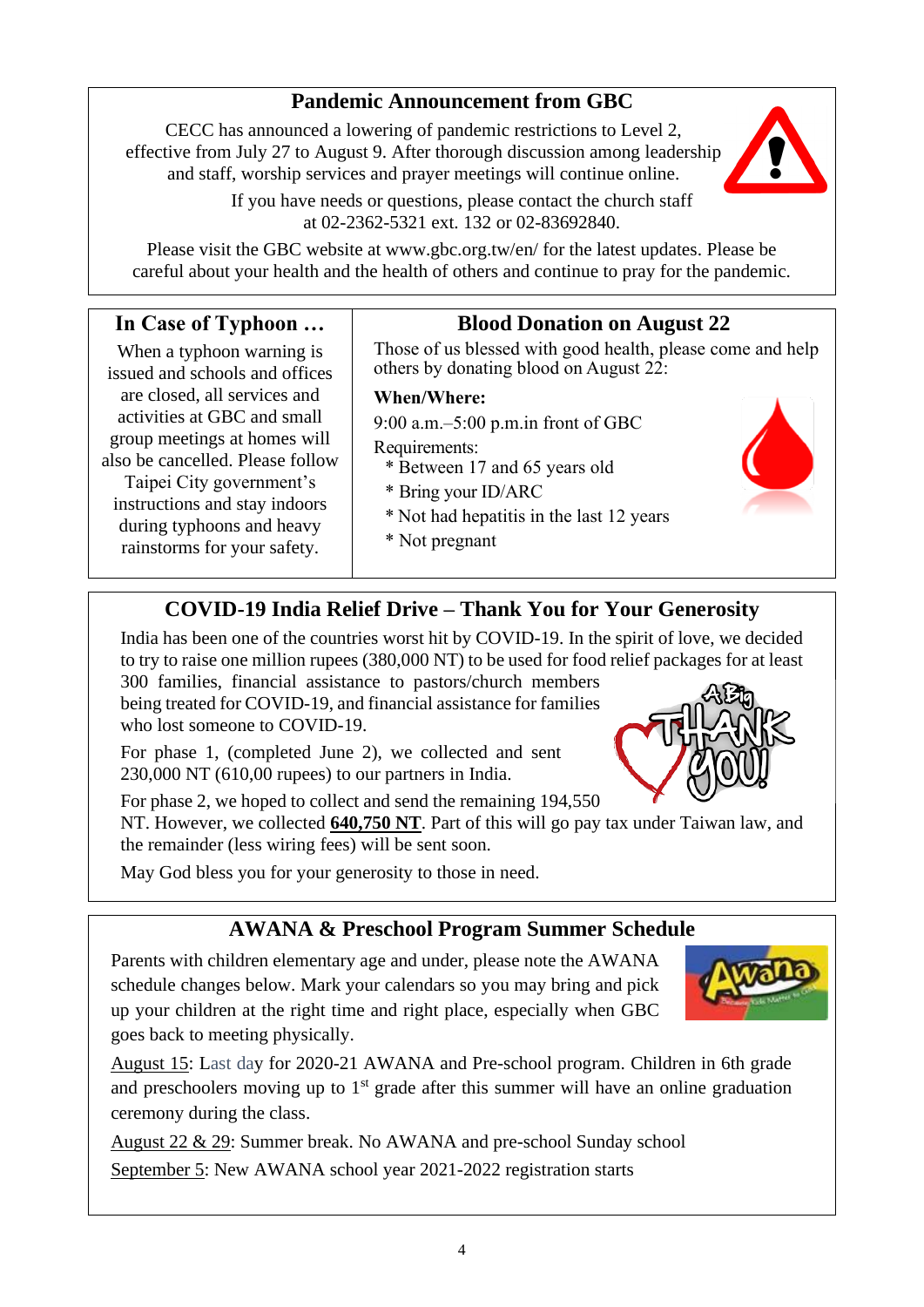## Pandemic Announcement from GBC

CECC has announced a lowering of pandemic restrictions to Level 2, effective from July 27 to August 9. After thorough discussion among leadership and staff, worship services and prayer meetings will continue online.

If you have needs or questions, please contact the church staff at 02-2362-5321 ext. 132 or 02-83692840.

Please visit the GBC website at www.gbc.org.tw/en/ for the latest updates. Please be careful about your health and the health of others and continue to pray for the pandemic.

## In Case of Typhoon …

When a typhoon warning is issued and schools and offices are closed, all services and activities at GBC and small group meetings at homes will also be cancelled. Please follow Taipei City government's instructions and stay indoors during typhoons and heavy rainstorms for your safety.

## Blood Donation on August 22

Those of us blessed with good health, please come and help others by donating blood on August 22:

**When/Where:**

9:00 a.m.–5:00 p.m.in front of GBC

Requirements:

* Between 17 and 65 years old
* Bring your ID/ARC
* Not had hepatitis in the last 12 years
* Not pregnant

## COVID-19 India Relief Drive – Thank You for Your Generosity

India has been one of the countries worst hit by COVID-19. In the spirit of love, we decided to try to raise one million rupees (380,000 NT) to be used for food relief packages for at least 300 families, financial assistance to pastors/church members being treated for COVID-19, and financial assistance for families who lost someone to COVID-19.

For phase 1, (completed June 2), we collected and sent 230,000 NT (610,00 rupees) to our partners in India.

For phase 2, we hoped to collect and send the remaining 194,550 NT. However, we collected **640,750 NT**. Part of this will go pay tax under Taiwan law, and the remainder (less wiring fees) will be sent soon.

May God bless you for your generosity to those in need.

## AWANA & Preschool Program Summer Schedule

Parents with children elementary age and under, please note the AWANA schedule changes below. Mark your calendars so you may bring and pick up your children at the right time and right place, especially when GBC goes back to meeting physically.

August 15: Last day for 2020-21 AWANA and Pre-school program. Children in 6th grade and preschoolers moving up to 1st grade after this summer will have an online graduation ceremony during the class.

August 22 & 29: Summer break. No AWANA and pre-school Sunday school

September 5: New AWANA school year 2021-2022 registration starts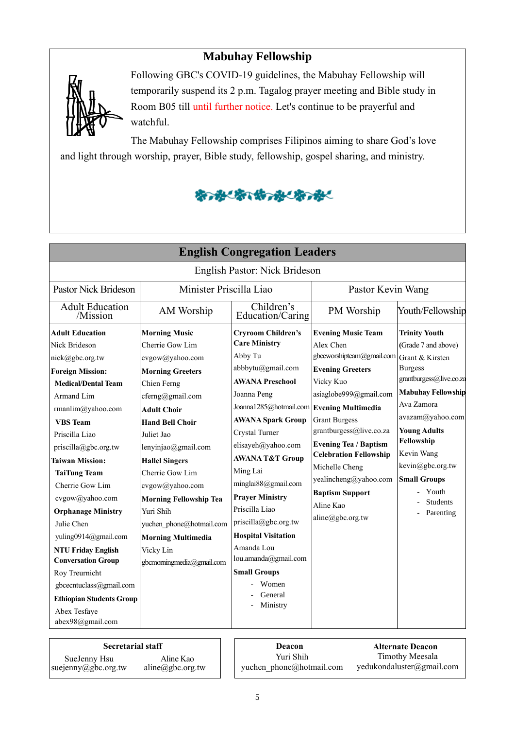## Mabuhay Fellowship

Following GBC's COVID-19 guidelines, the Mabuhay Fellowship will temporarily suspend its 2 p.m. Tagalog prayer meeting and Bible study in Room B05 till until further notice. Let's continue to be prayerful and watchful.

The Mabuhay Fellowship comprises Filipinos aiming to share God's love and light through worship, prayer, Bible study, fellowship, gospel sharing, and ministry.

## English Congregation Leaders

English Pastor: Nick Brideson

| Pastor Nick Brideson | Minister Priscilla Liao | | Pastor Kevin Wang | |
|---|---|---|---|---|
| Adult Education /Mission | AM Worship | Children's Education/Caring | PM Worship | Youth/Fellowship |
| **Adult Education**<br>Nick Brideson<br>nick@gbc.org.tw<br>**Foreign Mission:**<br>**Medical/Dental Team**<br>Armand Lim<br>rmanlim@yahoo.com<br>**VBS Team**<br>Priscilla Liao<br>priscilla@gbc.org.tw<br>**Taiwan Mission:**<br>**TaiTung Team**<br>Cherrie Gow Lim<br>cvgow@yahoo.com<br>**Orphanage Ministry**<br>Julie Chen<br>yuling0914@gmail.com<br>**NTU Friday English Conversation Group**<br>Roy Treurnicht<br>gbcecntuclass@gmail.com<br>**Ethiopian Students Group**<br>Abex Tesfaye<br>abex98@gmail.com | **Morning Music**<br>Cherrie Gow Lim<br>cvgow@yahoo.com<br>**Morning Greeters**<br>Chien Ferng<br>cferng@gmail.com<br>**Adult Choir**<br>**Hand Bell Choir**<br>Juliet Jao<br>lenyinjao@gmail.com<br>**Hallel Singers**<br>Cherrie Gow Lim<br>cvgow@yahoo.com<br>**Morning Fellowship Tea**<br>Yuri Shih<br>yuchen_phone@hotmail.com<br>**Morning Multimedia**<br>Vicky Lin<br>gbcmorningmedia@gmail.com | **Cryroom Children's Care Ministry**<br>Abby Tu<br>abbbytu@gmail.com<br>**AWANA Preschool**<br>Joanna Peng<br>Joanna1285@hotmail.com<br>**AWANA Spark Group**<br>Crystal Turner<br>elisayeh@yahoo.com<br>**AWANA T&T Group**<br>Ming Lai<br>minglai88@gmail.com<br>**Prayer Ministry**<br>Priscilla Liao<br>priscilla@gbc.org.tw<br>**Hospital Visitation**<br>Amanda Lou<br>lou.amanda@gmail.com<br>**Small Groups**<br>- Women<br>- General<br>- Ministry | **Evening Music Team**<br>Alex Chen<br>gbceworshipteam@gmail.com<br>**Evening Greeters**<br>Vicky Kuo<br>asiaglobe999@gmail.com<br>**Evening Multimedia**<br>Grant Burgess<br>grantburgess@live.co.za<br>**Evening Tea / Baptism Celebration Fellowship**<br>Michelle Cheng<br>yealincheng@yahoo.com<br>**Baptism Support**<br>Aline Kao<br>aline@gbc.org.tw | **Trinity Youth**<br>(Grade 7 and above)<br>Grant & Kirsten Burgess<br>grantburgess@live.co.za<br>**Mabuhay Fellowship**<br>Ava Zamora<br>avazam@yahoo.com<br>**Young Adults Fellowship**<br>Kevin Wang<br>kevin@gbc.org.tw<br>**Small Groups**<br>- Youth<br>- Students<br>- Parenting |

| Secretarial staff | |
|---|---|
| SueJenny Hsu<br>suejenny@gbc.org.tw | Aline Kao<br>aline@gbc.org.tw |

| Deacon | Alternate Deacon |
|---|---|
| Yuri Shih<br>yuchen_phone@hotmail.com | Timothy Meesala<br>yedukondaluster@gmail.com |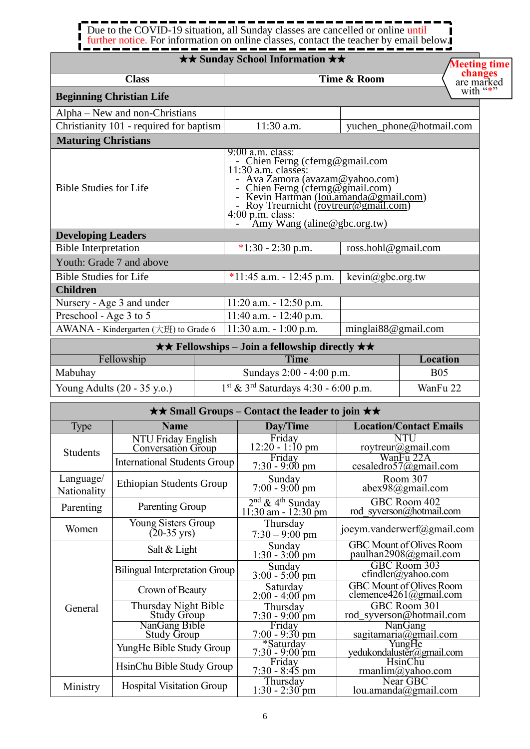Due to the COVID-19 situation, all Sunday classes are cancelled or online until further notice. For information on online classes, contact the teacher by email below.

## ★★ Sunday School Information ★★

Meeting time changes are marked with "*"

| Class | Time & Room | |
|---|---|---|
| **Beginning Christian Life** | | |
| Alpha – New and non-Christians | | |
| Christianity 101 - required for baptism | 11:30 a.m. | yuchen_phone@hotmail.com |
| **Maturing Christians** | | |
| Bible Studies for Life | 9:00 a.m. class:<br>- Chien Ferng (cferng@gmail.com<br>11:30 a.m. classes:<br>- Ava Zamora (avazam@yahoo.com)<br>- Chien Ferng (cferng@gmail.com)<br>- Kevin Hartman (lou.amanda@gmail.com)<br>- Roy Treurnicht (roytreur@gmail.com)<br>4:00 p.m. class:<br>- Amy Wang (aline@gbc.org.tw) | |
| **Developing Leaders** | | |
| Bible Interpretation | *1:30 - 2:30 p.m. | ross.hohl@gmail.com |
| Youth: Grade 7 and above | | |
| Bible Studies for Life | *11:45 a.m. - 12:45 p.m. | kevin@gbc.org.tw |
| **Children** | | |
| Nursery - Age 3 and under | 11:20 a.m. - 12:50 p.m. | |
| Preschool - Age 3 to 5 | 11:40 a.m. - 12:40 p.m. | |
| AWANA - Kindergarten (大班) to Grade 6 | 11:30 a.m. - 1:00 p.m. | minglai88@gmail.com |

## ★★ Fellowships – Join a fellowship directly ★★

| Fellowship | Time | Location |
|---|---|---|
| Mabuhay | Sundays 2:00 - 4:00 p.m. | B05 |
| Young Adults (20 - 35 y.o.) | 1st & 3rd Saturdays 4:30 - 6:00 p.m. | WanFu 22 |

## ★★ Small Groups – Contact the leader to join ★★

| Type | Name | Day/Time | Location/Contact Emails |
|---|---|---|---|
| Students | NTU Friday English Conversation Group | Friday 12:20 - 1:10 pm | NTU roytreur@gmail.com |
| | International Students Group | Friday 7:30 - 9:00 pm | WanFu 22A cesaledro57@gmail.com |
| Language/ Nationality | Ethiopian Students Group | Sunday 7:00 - 9:00 pm | Room 307 abex98@gmail.com |
| Parenting | Parenting Group | 2nd & 4th Sunday 11:30 am - 12:30 pm | GBC Room 402 rod_syverson@hotmail.com |
| Women | Young Sisters Group (20-35 yrs) | Thursday 7:30 – 9:00 pm | joeym.vanderwerf@gmail.com |
| General | Salt & Light | Sunday 1:30 - 3:00 pm | GBC Mount of Olives Room paulhan2908@gmail.com |
| | Bilingual Interpretation Group | Sunday 3:00 - 5:00 pm | GBC Room 303 cfindler@yahoo.com |
| | Crown of Beauty | Saturday 2:00 - 4:00 pm | GBC Mount of Olives Room clemence4261@gmail.com |
| | Thursday Night Bible Study Group | Thursday 7:30 - 9:00 pm | GBC Room 301 rod_syverson@hotmail.com |
| | NanGang Bible Study Group | Friday 7:00 - 9:30 pm | NanGang sagitamaria@gmail.com |
| | YungHe Bible Study Group | *Saturday 7:30 - 9:00 pm | YungHe yedukondaluster@gmail.com |
| | HsinChu Bible Study Group | Friday 7:30 - 8:45 pm | HsinChu rmanlim@yahoo.com |
| Ministry | Hospital Visitation Group | Thursday 1:30 - 2:30 pm | Near GBC lou.amanda@gmail.com |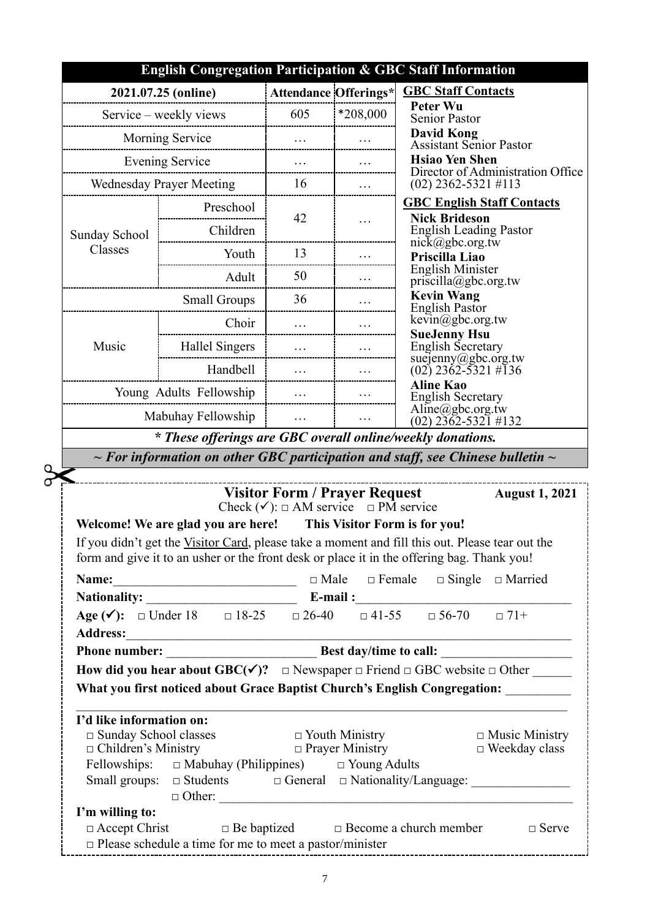## English Congregation Participation & GBC Staff Information

| 2021.07.25 (online) | | Attendance | Offerings* |
|---|---|---|---|
| Service – weekly views | | 605 | *208,000 |
| Morning Service | | … | … |
| Evening Service | | … | … |
| Wednesday Prayer Meeting | | 16 | … |
| Sunday School Classes | Preschool | 42 | … |
| | Children | | |
| | Youth | 13 | … |
| | Adult | 50 | … |
| Small Groups | | 36 | … |
| Music | Choir | … | … |
| | Hallel Singers | … | … |
| | Handbell | … | … |
| Young Adults Fellowship | | … | … |
| Mabuhay Fellowship | | … | … |

**GBC Staff Contacts**

**Peter Wu**
Senior Pastor

**David Kong**
Assistant Senior Pastor

**Hsiao Yen Shen**
Director of Administration Office
(02) 2362-5321 #113

**GBC English Staff Contacts**

**Nick Brideson**
English Leading Pastor
nick@gbc.org.tw

**Priscilla Liao**
English Minister
priscilla@gbc.org.tw

**Kevin Wang**
English Pastor
kevin@gbc.org.tw

**SueJenny Hsu**
English Secretary
suejenny@gbc.org.tw
(02) 2362-5321 #136

**Aline Kao**
English Secretary
Aline@gbc.org.tw
(02) 2362-5321 #132

***These offerings are GBC overall online/weekly donations.***

***~ For information on other GBC participation and staff, see Chinese bulletin ~***

---

## Visitor Form / Prayer Request

**August 1, 2021**

Check (✓): □ AM service □ PM service

**Welcome! We are glad you are here! This Visitor Form is for you!**

If you didn't get the Visitor Card, please take a moment and fill this out. Please tear out the form and give it to an usher or the front desk or place it in the offering bag. Thank you!

**Name:**____________________________ □ Male □ Female □ Single □ Married

**Nationality:** ________________________ **E-mail :**________________________________

**Age (✓):** □ Under 18 □ 18-25 □ 26-40 □ 41-55 □ 56-70 □ 71+

**Address:**__________________________________________________________________

**Phone number:** _______________________ **Best day/time to call:** ___________________

**How did you hear about GBC(✓)?** □ Newspaper □ Friend □ GBC website □ Other ______

**What you first noticed about Grace Baptist Church's English Congregation:** __________

______________________________________________________________________________

**I'd like information on:**

□ Sunday School classes □ Youth Ministry □ Music Ministry
□ Children's Ministry □ Prayer Ministry □ Weekday class

Fellowships: □ Mabuhay (Philippines) □ Young Adults

Small groups: □ Students □ General □ Nationality/Language: _______________
□ Other: ________________________________________________________

**I'm willing to:**

□ Accept Christ □ Be baptized □ Become a church member □ Serve
□ Please schedule a time for me to meet a pastor/minister